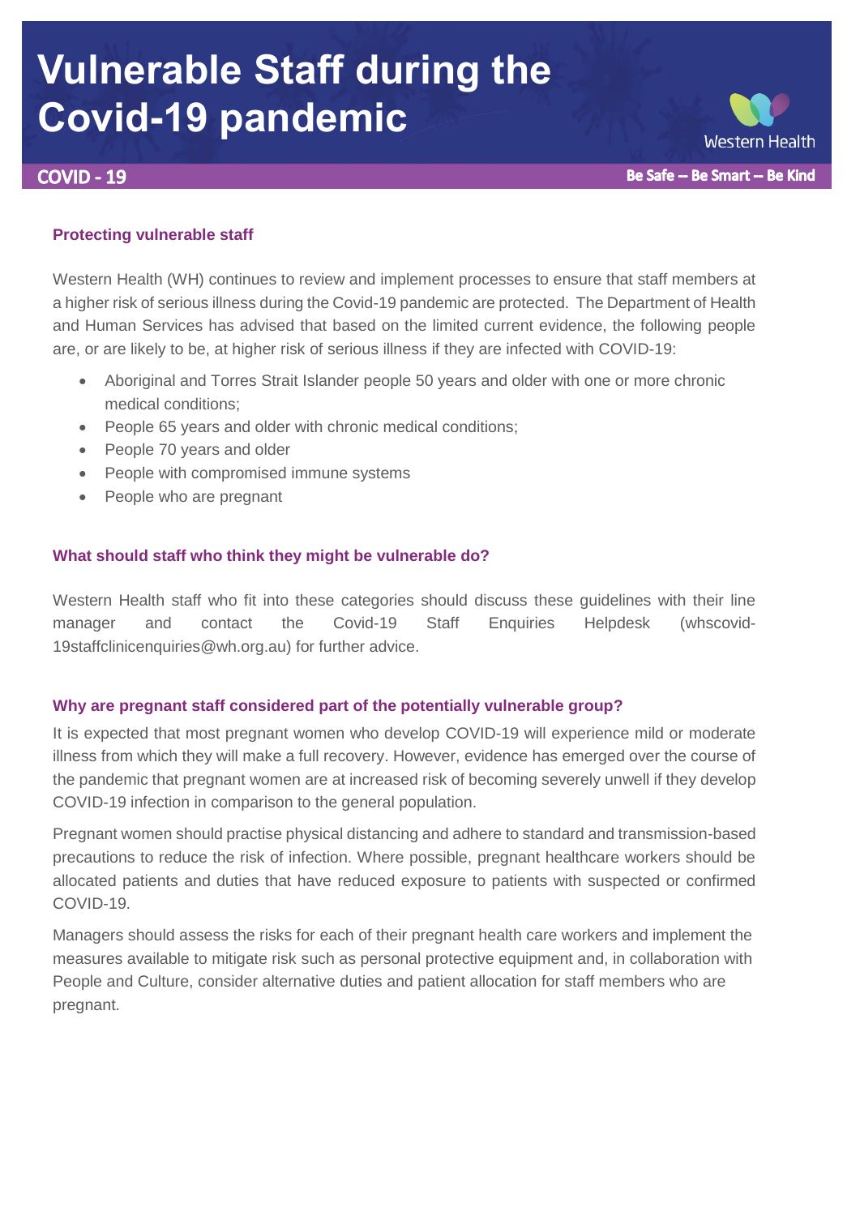# Vulnerable Staff during the Covid-19 pandemic

Western Health

**COVID - 19** — **Be Safe -- Be Smart -- Be Kind**

### Protecting vulnerable staff

Western Health (WH) continues to review and implement processes to ensure that staff members at a higher risk of serious illness during the Covid-19 pandemic are protected. The Department of Health and Human Services has advised that based on the limited current evidence, the following people are, or are likely to be, at higher risk of serious illness if they are infected with COVID-19:

- Aboriginal and Torres Strait Islander people 50 years and older with one or more chronic medical conditions;
- People 65 years and older with chronic medical conditions;
- People 70 years and older
- People with compromised immune systems
- People who are pregnant

### What should staff who think they might be vulnerable do?

Western Health staff who fit into these categories should discuss these guidelines with their line manager and contact the Covid-19 Staff Enquiries Helpdesk (whscovid-19staffclinicenquiries@wh.org.au) for further advice.

### Why are pregnant staff considered part of the potentially vulnerable group?

It is expected that most pregnant women who develop COVID-19 will experience mild or moderate illness from which they will make a full recovery. However, evidence has emerged over the course of the pandemic that pregnant women are at increased risk of becoming severely unwell if they develop COVID-19 infection in comparison to the general population.

Pregnant women should practise physical distancing and adhere to standard and transmission-based precautions to reduce the risk of infection. Where possible, pregnant healthcare workers should be allocated patients and duties that have reduced exposure to patients with suspected or confirmed COVID-19.

Managers should assess the risks for each of their pregnant health care workers and implement the measures available to mitigate risk such as personal protective equipment and, in collaboration with People and Culture, consider alternative duties and patient allocation for staff members who are pregnant.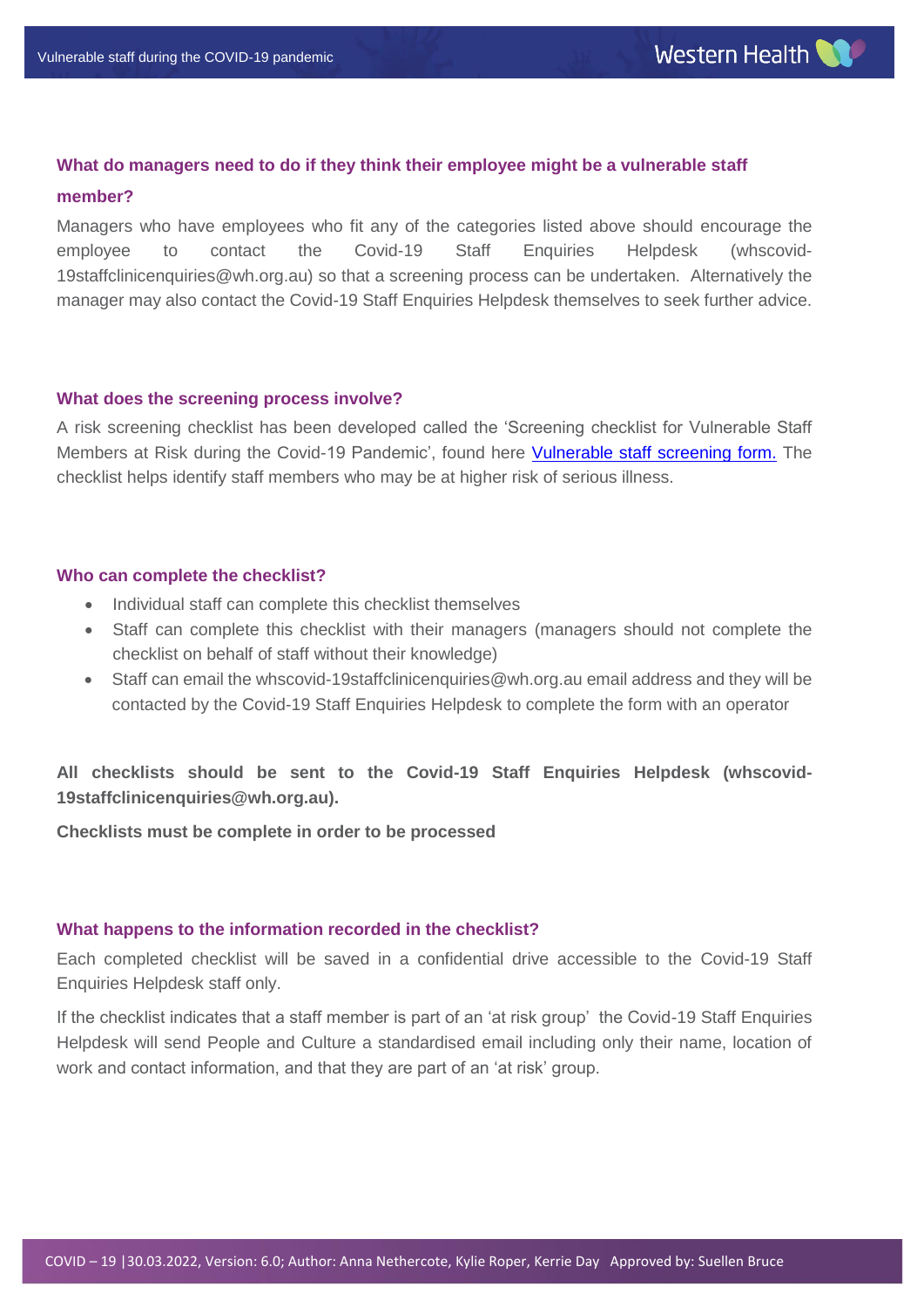### What do managers need to do if they think their employee might be a vulnerable staff member?

Managers who have employees who fit any of the categories listed above should encourage the employee to contact the Covid-19 Staff Enquiries Helpdesk (whscovid-19staffclinicenquiries@wh.org.au) so that a screening process can be undertaken. Alternatively the manager may also contact the Covid-19 Staff Enquiries Helpdesk themselves to seek further advice.

### What does the screening process involve?

A risk screening checklist has been developed called the 'Screening checklist for Vulnerable Staff Members at Risk during the Covid-19 Pandemic', found here [Vulnerable staff screening form.]() The checklist helps identify staff members who may be at higher risk of serious illness.

### Who can complete the checklist?

- Individual staff can complete this checklist themselves
- Staff can complete this checklist with their managers (managers should not complete the checklist on behalf of staff without their knowledge)
- Staff can email the whscovid-19staffclinicenquiries@wh.org.au email address and they will be contacted by the Covid-19 Staff Enquiries Helpdesk to complete the form with an operator

**All checklists should be sent to the Covid-19 Staff Enquiries Helpdesk (whscovid-19staffclinicenquiries@wh.org.au).**

**Checklists must be complete in order to be processed**

### What happens to the information recorded in the checklist?

Each completed checklist will be saved in a confidential drive accessible to the Covid-19 Staff Enquiries Helpdesk staff only.

If the checklist indicates that a staff member is part of an 'at risk group' the Covid-19 Staff Enquiries Helpdesk will send People and Culture a standardised email including only their name, location of work and contact information, and that they are part of an 'at risk' group.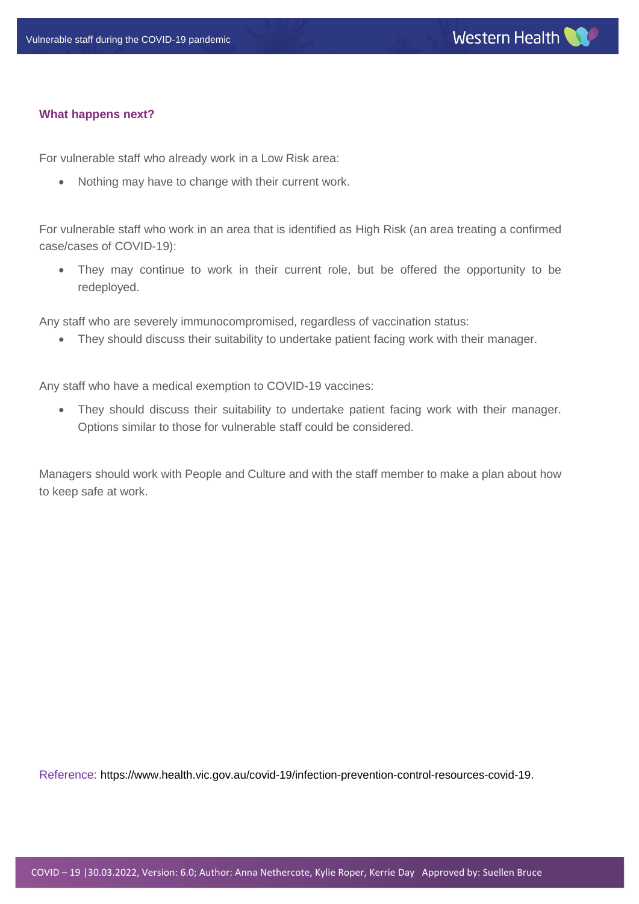### What happens next?

For vulnerable staff who already work in a Low Risk area:

- Nothing may have to change with their current work.

For vulnerable staff who work in an area that is identified as High Risk (an area treating a confirmed case/cases of COVID-19):

- They may continue to work in their current role, but be offered the opportunity to be redeployed.

Any staff who are severely immunocompromised, regardless of vaccination status:

- They should discuss their suitability to undertake patient facing work with their manager.

Any staff who have a medical exemption to COVID-19 vaccines:

- They should discuss their suitability to undertake patient facing work with their manager. Options similar to those for vulnerable staff could be considered.

Managers should work with People and Culture and with the staff member to make a plan about how to keep safe at work.

Reference: https://www.health.vic.gov.au/covid-19/infection-prevention-control-resources-covid-19.

COVID – 19 |30.03.2022, Version: 6.0; Author: Anna Nethercote, Kylie Roper, Kerrie Day Approved by: Suellen Bruce